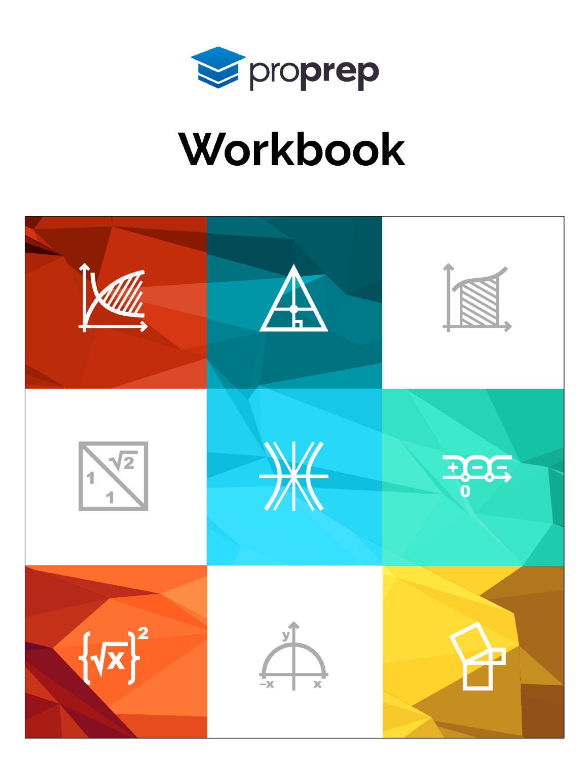proprep

# Workbook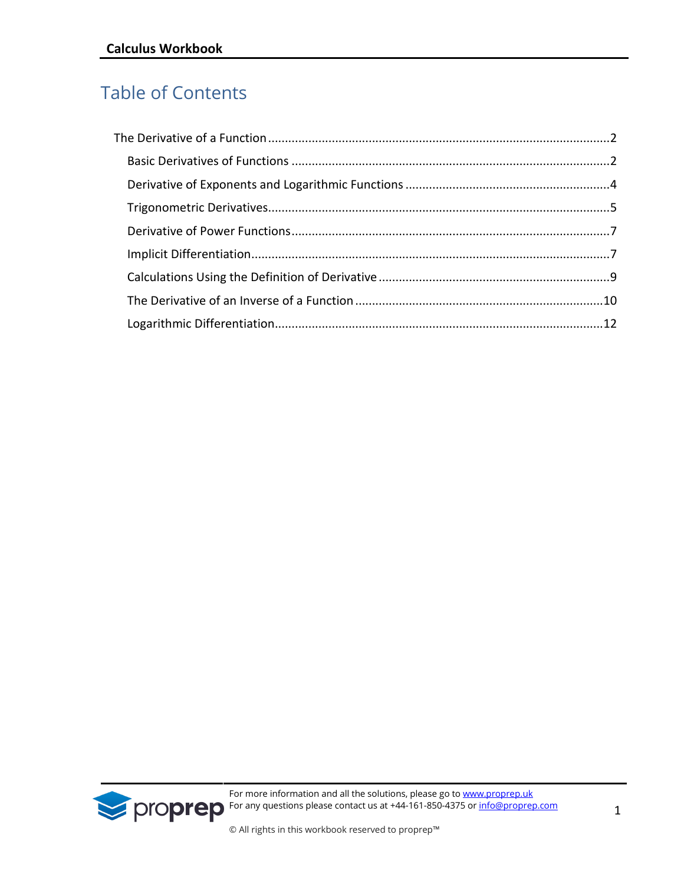# Table of Contents

- The Derivative of a Function ........ 2
  - Basic Derivatives of Functions ........ 2
  - Derivative of Exponents and Logarithmic Functions ........ 4
  - Trigonometric Derivatives ........ 5
  - Derivative of Power Functions ........ 7
  - Implicit Differentiation ........ 7
  - Calculations Using the Definition of Derivative ........ 9
  - The Derivative of an Inverse of a Function ........ 10
  - Logarithmic Differentiation ........ 12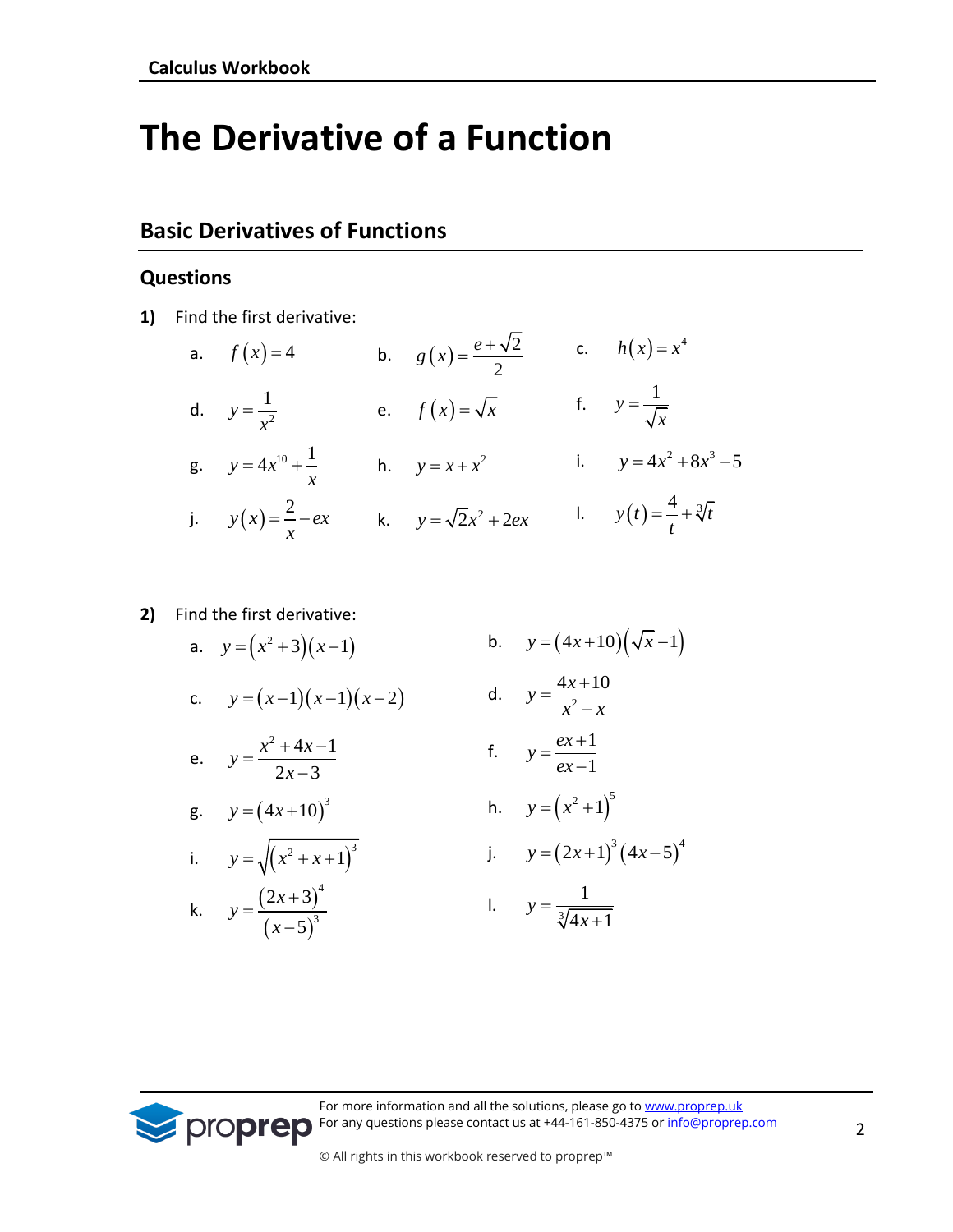# The Derivative of a Function

## Basic Derivatives of Functions

### Questions

**1)** Find the first derivative:

a. $f(x) = 4$

b. $g(x) = \frac{e+\sqrt{2}}{2}$

c. $h(x) = x^4$

d. $y = \frac{1}{x^2}$

e. $f(x) = \sqrt{x}$

f. $y = \frac{1}{\sqrt{x}}$

g. $y = 4x^{10} + \frac{1}{x}$

h. $y = x + x^2$

i. $y = 4x^2 + 8x^3 - 5$

j. $y(x) = \frac{2}{x} - ex$

k. $y = \sqrt{2}x^2 + 2ex$

l. $y(t) = \frac{4}{t} + \sqrt[3]{t}$

**2)** Find the first derivative:

a. $y = (x^2+3)(x-1)$

b. $y = (4x+10)(\sqrt{x}-1)$

c. $y = (x-1)(x-1)(x-2)$

d. $y = \frac{4x+10}{x^2-x}$

e. $y = \frac{x^2+4x-1}{2x-3}$

f. $y = \frac{ex+1}{ex-1}$

g. $y = (4x+10)^3$

h. $y = (x^2+1)^5$

i. $y = \sqrt{(x^2+x+1)^3}$

j. $y = (2x+1)^3(4x-5)^4$

k. $y = \frac{(2x+3)^4}{(x-5)^3}$

l. $y = \frac{1}{\sqrt[3]{4x+1}}$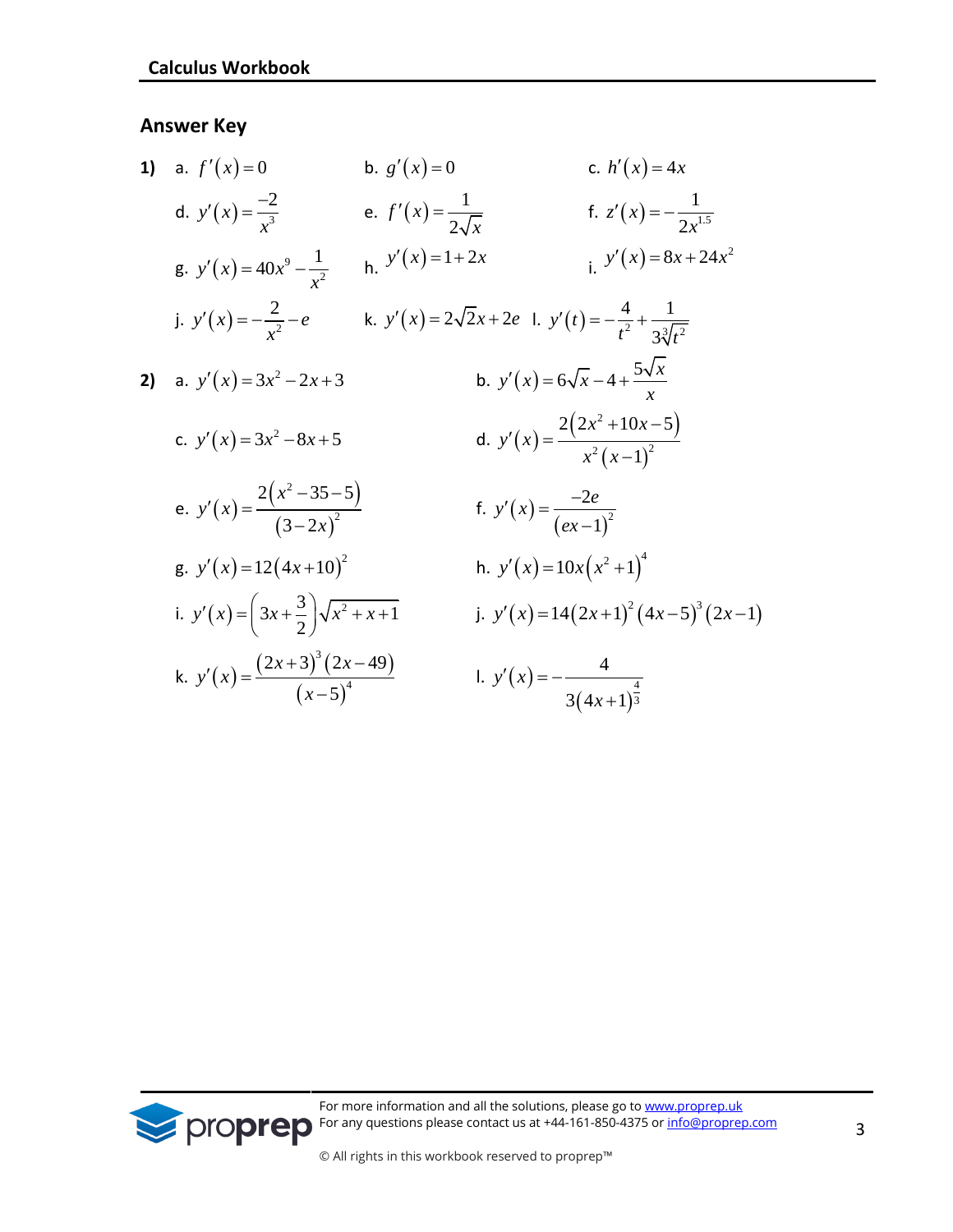## Answer Key

**1)**

a. $f'(x)=0$

b. $g'(x)=0$

c. $h'(x)=4x$

d. $y'(x)=\frac{-2}{x^3}$

e. $f'(x)=\frac{1}{2\sqrt{x}}$

f. $z'(x)=-\frac{1}{2x^{1.5}}$

g. $y'(x)=40x^9-\frac{1}{x^2}$

h. $y'(x)=1+2x$

i. $y'(x)=8x+24x^2$

j. $y'(x)=-\frac{2}{x^2}-e$

k. $y'(x)=2\sqrt{2}x+2e$

l. $y'(t)=-\frac{4}{t^2}+\frac{1}{3\sqrt[3]{t^2}}$

**2)**

a. $y'(x)=3x^2-2x+3$

b. $y'(x)=6\sqrt{x}-4+\frac{5\sqrt{x}}{x}$

c. $y'(x)=3x^2-8x+5$

d. $y'(x)=\frac{2(2x^2+10x-5)}{x^2(x-1)^2}$

e. $y'(x)=\frac{2(x^2-35-5)}{(3-2x)^2}$

f. $y'(x)=\frac{-2e}{(ex-1)^2}$

g. $y'(x)=12(4x+10)^2$

h. $y'(x)=10x(x^2+1)^4$

i. $y'(x)=\left(3x+\frac{3}{2}\right)\sqrt{x^2+x+1}$

j. $y'(x)=14(2x+1)^2(4x-5)^3(2x-1)$

k. $y'(x)=\frac{(2x+3)^3(2x-49)}{(x-5)^4}$

l. $y'(x)=-\frac{4}{3(4x+1)^{\frac{4}{3}}}$

For more information and all the solutions, please go to www.proprep.uk
For any questions please contact us at +44-161-850-4375 or info@proprep.com

© All rights in this workbook reserved to proprep™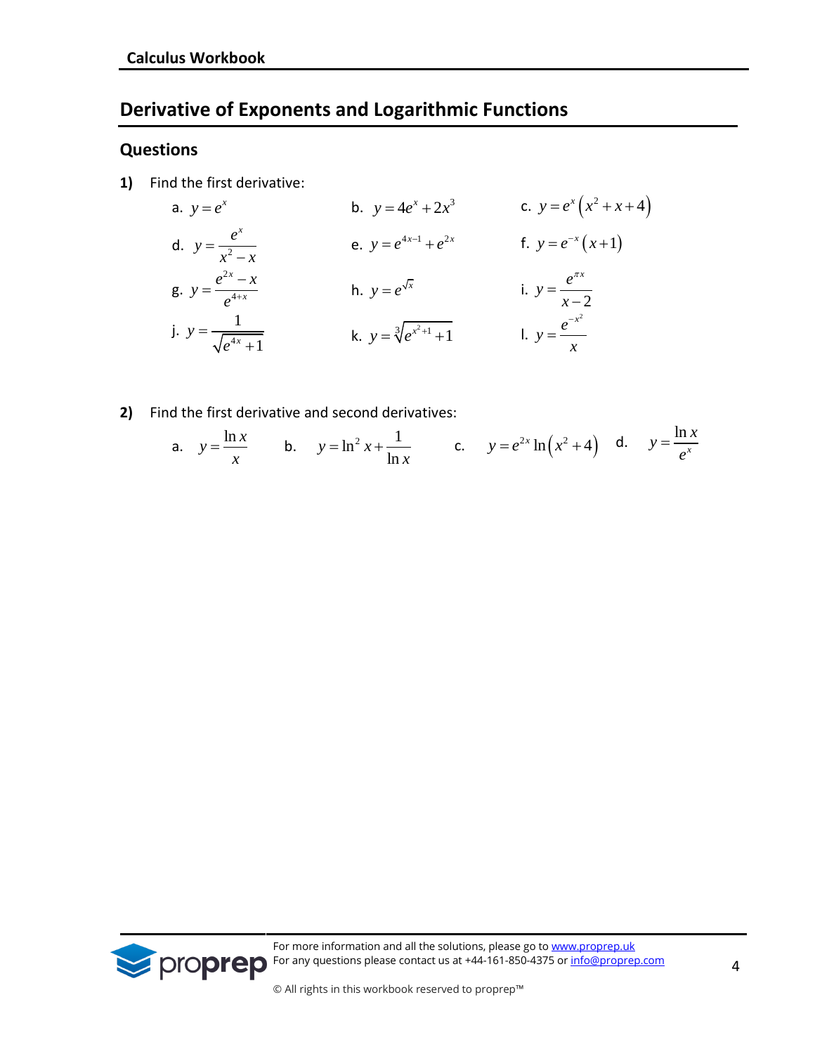## Derivative of Exponents and Logarithmic Functions

### Questions

**1)** Find the first derivative:

a. $y=e^{x}$

b. $y=4e^{x}+2x^{3}$

c. $y=e^{x}\left(x^{2}+x+4\right)$

d. $y=\dfrac{e^{x}}{x^{2}-x}$

e. $y=e^{4x-1}+e^{2x}$

f. $y=e^{-x}\left(x+1\right)$

g. $y=\dfrac{e^{2x}-x}{e^{4+x}}$

h. $y=e^{\sqrt{x}}$

i. $y=\dfrac{e^{\pi x}}{x-2}$

j. $y=\dfrac{1}{\sqrt{e^{4x}+1}}$

k. $y=\sqrt[3]{e^{x^{2}+1}+1}$

l. $y=\dfrac{e^{-x^{2}}}{x}$

**2)** Find the first derivative and second derivatives:

a. $y=\dfrac{\ln x}{x}$

b. $y=\ln^{2}x+\dfrac{1}{\ln x}$

c. $y=e^{2x}\ln\left(x^{2}+4\right)$

d. $y=\dfrac{\ln x}{e^{x}}$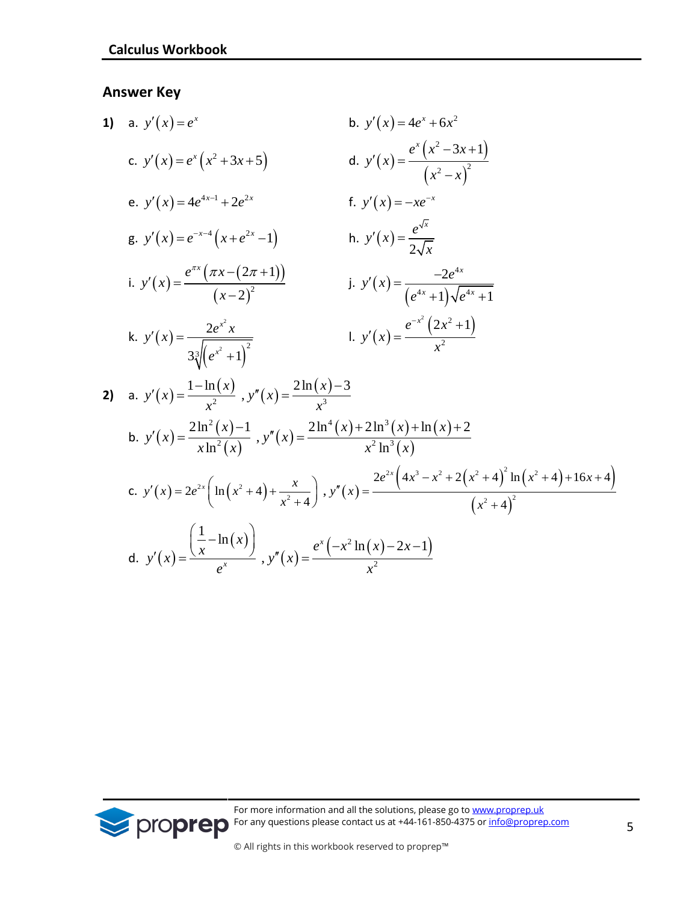## Answer Key

**1)**

a. $y'(x) = e^x$

b. $y'(x) = 4e^x + 6x^2$

c. $y'(x) = e^x\left(x^2 + 3x + 5\right)$

d. $y'(x) = \dfrac{e^x\left(x^2 - 3x + 1\right)}{\left(x^2 - x\right)^2}$

e. $y'(x) = 4e^{4x-1} + 2e^{2x}$

f. $y'(x) = -xe^{-x}$

g. $y'(x) = e^{-x-4}\left(x + e^{2x} - 1\right)$

h. $y'(x) = \dfrac{e^{\sqrt{x}}}{2\sqrt{x}}$

i. $y'(x) = \dfrac{e^{\pi x}\left(\pi x - (2\pi + 1)\right)}{(x-2)^2}$

j. $y'(x) = \dfrac{-2e^{4x}}{\left(e^{4x} + 1\right)\sqrt{e^{4x} + 1}}$

k. $y'(x) = \dfrac{2e^{x^2}x}{3\sqrt[3]{\left(e^{x^2} + 1\right)^2}}$

l. $y'(x) = \dfrac{e^{-x^2}\left(2x^2 + 1\right)}{x^2}$

**2)**

a. $y'(x) = \dfrac{1 - \ln(x)}{x^2}$ , $y''(x) = \dfrac{2\ln(x) - 3}{x^3}$

b. $y'(x) = \dfrac{2\ln^2(x) - 1}{x\ln^2(x)}$ , $y''(x) = \dfrac{2\ln^4(x) + 2\ln^3(x) + \ln(x) + 2}{x^2\ln^3(x)}$

c. $y'(x) = 2e^{2x}\left(\ln\left(x^2 + 4\right) + \dfrac{x}{x^2 + 4}\right)$ , $y''(x) = \dfrac{2e^{2x}\left(4x^3 - x^2 + 2\left(x^2 + 4\right)^2\ln\left(x^2 + 4\right) + 16x + 4\right)}{\left(x^2 + 4\right)^2}$

d. $y'(x) = \dfrac{\left(\dfrac{1}{x} - \ln(x)\right)}{e^x}$ , $y''(x) = \dfrac{e^x\left(-x^2\ln(x) - 2x - 1\right)}{x^2}$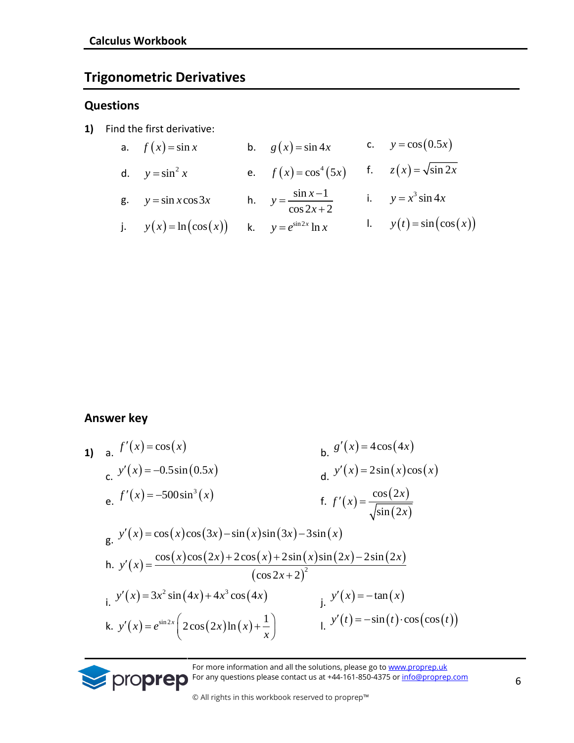## Trigonometric Derivatives

### Questions

**1)** Find the first derivative:

a. $f(x) = \sin x$

b. $g(x) = \sin 4x$

c. $y = \cos(0.5x)$

d. $y = \sin^2 x$

e. $f(x) = \cos^4(5x)$

f. $z(x) = \sqrt{\sin 2x}$

g. $y = \sin x \cos 3x$

h. $y = \dfrac{\sin x - 1}{\cos 2x + 2}$

i. $y = x^3 \sin 4x$

j. $y(x) = \ln(\cos(x))$

k. $y = e^{\sin 2x} \ln x$

l. $y(t) = \sin(\cos(x))$

### Answer key

**1)**

a. $f'(x) = \cos(x)$

b. $g'(x) = 4\cos(4x)$

c. $y'(x) = -0.5\sin(0.5x)$

d. $y'(x) = 2\sin(x)\cos(x)$

e. $f'(x) = -500\sin^3(x)$

f. $f'(x) = \dfrac{\cos(2x)}{\sqrt{\sin(2x)}}$

g. $y'(x) = \cos(x)\cos(3x) - \sin(x)\sin(3x) - 3\sin(x)$

h. $y'(x) = \dfrac{\cos(x)\cos(2x) + 2\cos(x) + 2\sin(x)\sin(2x) - 2\sin(2x)}{(\cos 2x + 2)^2}$

i. $y'(x) = 3x^2 \sin(4x) + 4x^3 \cos(4x)$

j. $y'(x) = -\tan(x)$

k. $y'(x) = e^{\sin 2x}\left(2\cos(2x)\ln(x) + \dfrac{1}{x}\right)$

l. $y'(t) = -\sin(t) \cdot \cos(\cos(t))$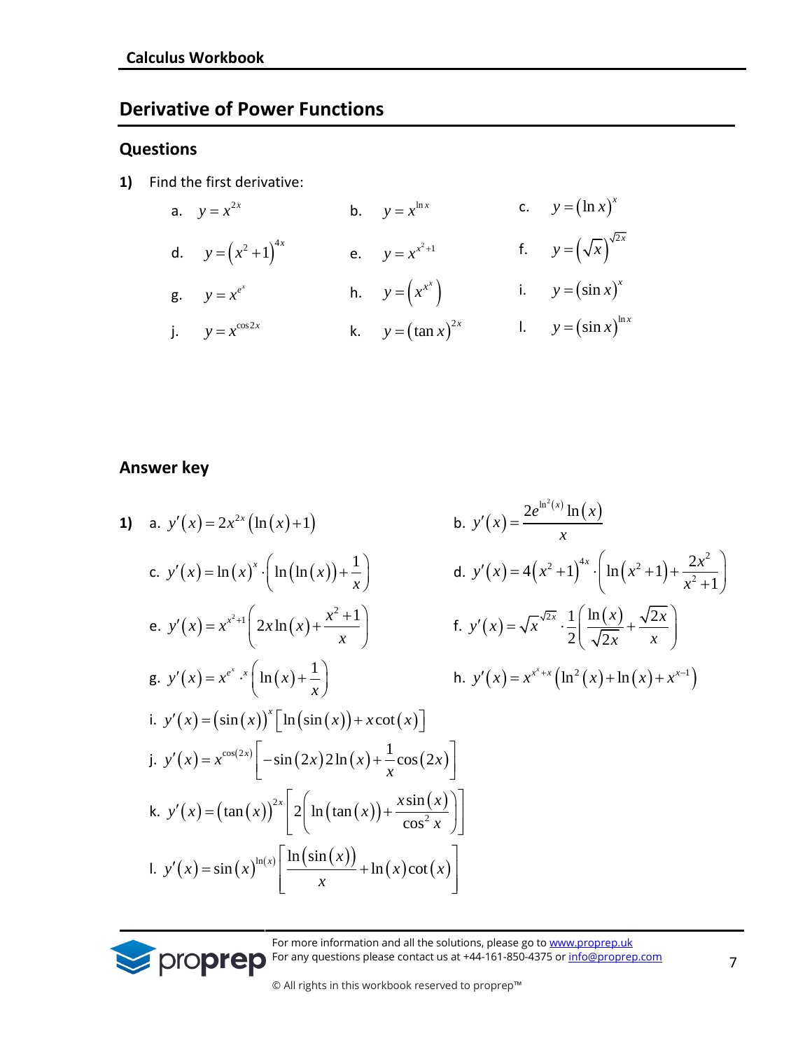## Derivative of Power Functions

### Questions

**1)** Find the first derivative:

a. $y = x^{2x}$

b. $y = x^{\ln x}$

c. $y = (\ln x)^x$

d. $y = (x^2+1)^{4x}$

e. $y = x^{x^2+1}$

f. $y = (\sqrt{x})^{\sqrt{2x}}$

g. $y = x^{e^x}$

h. $y = \left(x^{x^x}\right)$

i. $y = (\sin x)^x$

j. $y = x^{\cos 2x}$

k. $y = (\tan x)^{2x}$

l. $y = (\sin x)^{\ln x}$

### Answer key

**1)**

a. $y'(x) = 2x^{2x}(\ln(x)+1)$

b. $y'(x) = \dfrac{2e^{\ln^2(x)}\ln(x)}{x}$

c. $y'(x) = \ln(x)^x \cdot \left(\ln(\ln(x)) + \dfrac{1}{x}\right)$

d. $y'(x) = 4(x^2+1)^{4x} \cdot \left(\ln(x^2+1) + \dfrac{2x^2}{x^2+1}\right)$

e. $y'(x) = x^{x^2+1}\left(2x\ln(x) + \dfrac{x^2+1}{x}\right)$

f. $y'(x) = \sqrt{x}^{\sqrt{2x}} \cdot \dfrac{1}{2}\left(\dfrac{\ln(x)}{\sqrt{2x}} + \dfrac{\sqrt{2x}}{x}\right)$

g. $y'(x) = x^{e^x} \cdot x\left(\ln(x) + \dfrac{1}{x}\right)$

h. $y'(x) = x^{x^x+x}\left(\ln^2(x) + \ln(x) + x^{x-1}\right)$

i. $y'(x) = (\sin(x))^x\left[\ln(\sin(x)) + x\cot(x)\right]$

j. $y'(x) = x^{\cos(2x)}\left[-\sin(2x)2\ln(x) + \dfrac{1}{x}\cos(2x)\right]$

k. $y'(x) = (\tan(x))^{2x}\left[2\left(\ln(\tan(x)) + \dfrac{x\sin(x)}{\cos^2 x}\right)\right]$

l. $y'(x) = \sin(x)^{\ln(x)}\left[\dfrac{\ln(\sin(x))}{x} + \ln(x)\cot(x)\right]$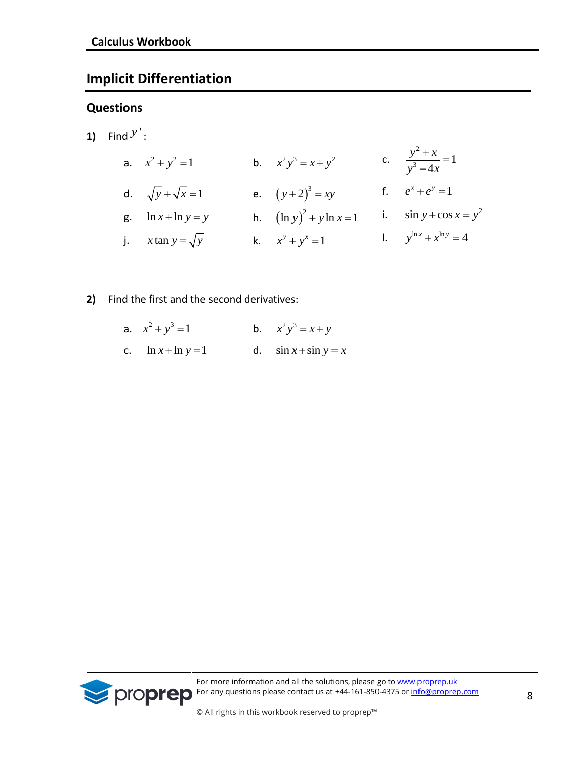## Implicit Differentiation

### Questions

**1)** Find $y'$:

a. $x^2 + y^2 = 1$

b. $x^2 y^3 = x + y^2$

c. $\dfrac{y^2 + x}{y^3 - 4x} = 1$

d. $\sqrt{y} + \sqrt{x} = 1$

e. $(y+2)^3 = xy$

f. $e^x + e^y = 1$

g. $\ln x + \ln y = y$

h. $(\ln y)^2 + y \ln x = 1$

i. $\sin y + \cos x = y^2$

j. $x \tan y = \sqrt{y}$

k. $x^y + y^x = 1$

l. $y^{\ln x} + x^{\ln y} = 4$

**2)** Find the first and the second derivatives:

a. $x^2 + y^3 = 1$

b. $x^2 y^3 = x + y$

c. $\ln x + \ln y = 1$

d. $\sin x + \sin y = x$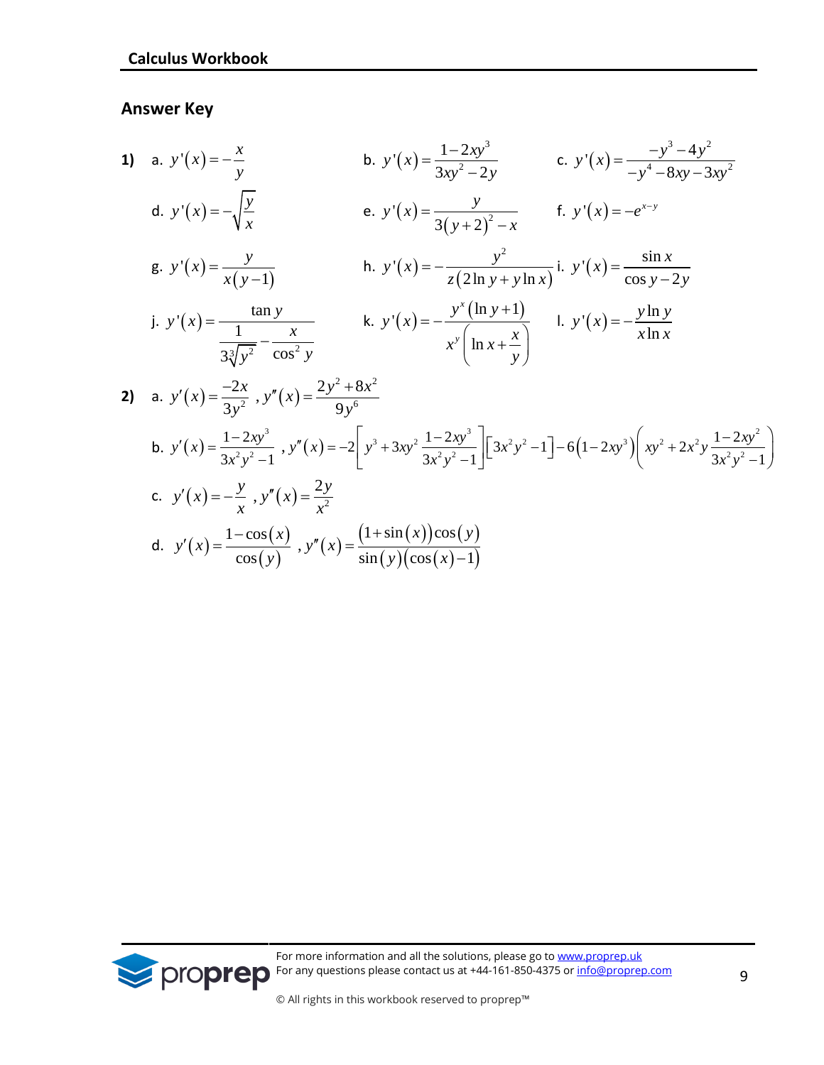## Answer Key

**1)**

a. $y'(x) = -\frac{x}{y}$

b. $y'(x) = \frac{1-2xy^3}{3xy^2 - 2y}$

c. $y'(x) = \frac{-y^3 - 4y^2}{-y^4 - 8xy - 3xy^2}$

d. $y'(x) = -\sqrt{\frac{y}{x}}$

e. $y'(x) = \frac{y}{3(y+2)^2 - x}$

f. $y'(x) = -e^{x-y}$

g. $y'(x) = \frac{y}{x(y-1)}$

h. $y'(x) = -\frac{y^2}{z(2\ln y + y\ln x)}$

i. $y'(x) = \frac{\sin x}{\cos y - 2y}$

j. $y'(x) = \frac{\tan y}{\frac{1}{3\sqrt[3]{y^2}} - \frac{x}{\cos^2 y}}$

k. $y'(x) = -\frac{y^x(\ln y + 1)}{x^y\left(\ln x + \frac{x}{y}\right)}$

l. $y'(x) = -\frac{y\ln y}{x\ln x}$

**2)**

a. $y'(x) = \frac{-2x}{3y^2}$ , $y''(x) = \frac{2y^2 + 8x^2}{9y^6}$

b. $y'(x) = \frac{1-2xy^3}{3x^2y^2 - 1}$ , $y''(x) = -2\left[y^3 + 3xy^2\frac{1-2xy^3}{3x^2y^2-1}\right]\left[3x^2y^2 - 1\right] - 6\left(1-2xy^3\right)\left(xy^2 + 2x^2y\frac{1-2xy^2}{3x^2y^2-1}\right)$

c. $y'(x) = -\frac{y}{x}$ , $y''(x) = \frac{2y}{x^2}$

d. $y'(x) = \frac{1-\cos(x)}{\cos(y)}$ , $y''(x) = \frac{(1+\sin(x))\cos(y)}{\sin(y)(\cos(x)-1)}$

For more information and all the solutions, please go to www.proprep.uk
For any questions please contact us at +44-161-850-4375 or info@proprep.com

© All rights in this workbook reserved to proprep™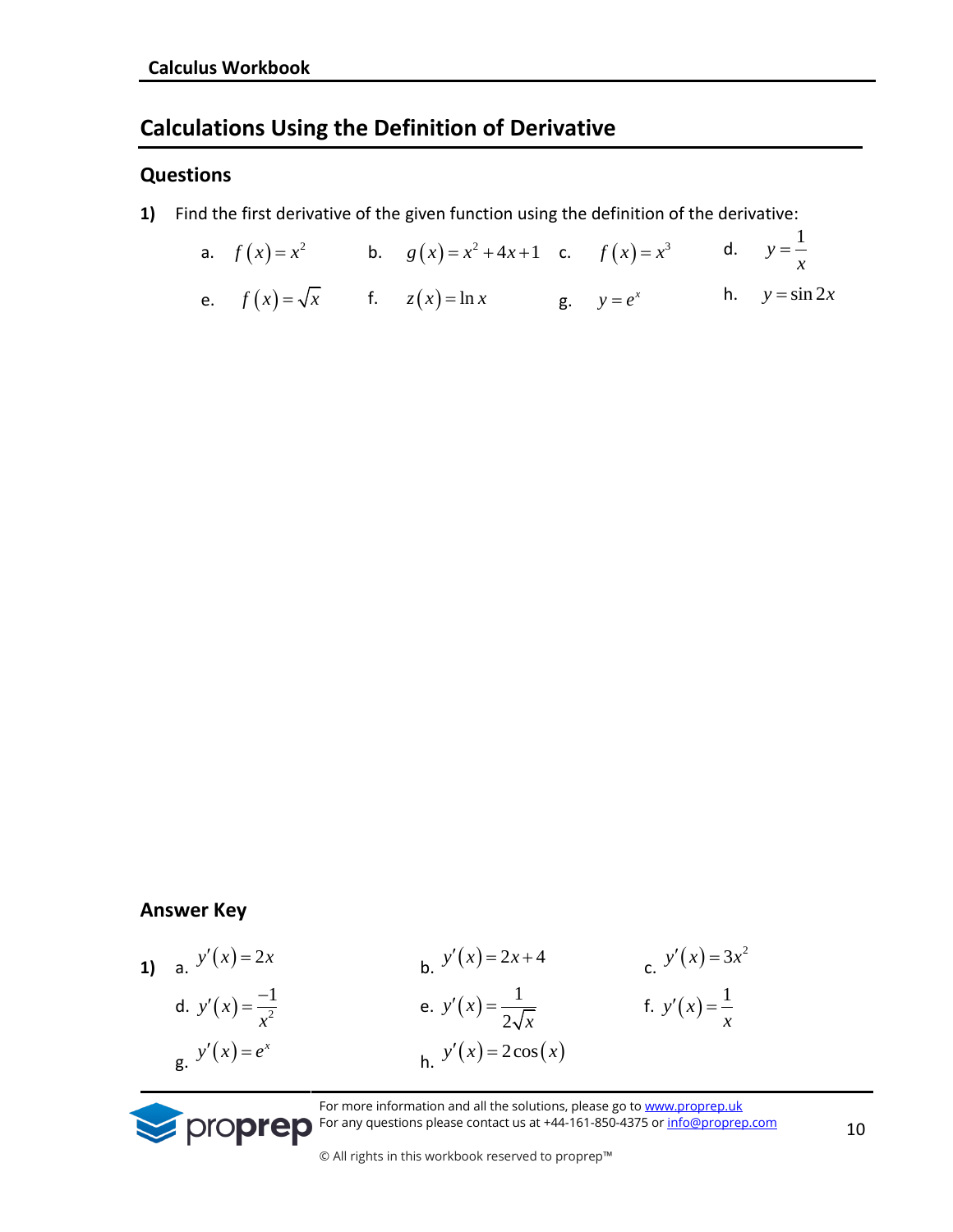## Calculations Using the Definition of Derivative

### Questions

**1)** Find the first derivative of the given function using the definition of the derivative:

a. $f(x)=x^2$  b. $g(x)=x^2+4x+1$  c. $f(x)=x^3$  d. $y=\dfrac{1}{x}$

e. $f(x)=\sqrt{x}$  f. $z(x)=\ln x$  g. $y=e^x$  h. $y=\sin 2x$

### Answer Key

**1)**

a. $y'(x)=2x$  b. $y'(x)=2x+4$  c. $y'(x)=3x^2$

d. $y'(x)=\dfrac{-1}{x^2}$  e. $y'(x)=\dfrac{1}{2\sqrt{x}}$  f. $y'(x)=\dfrac{1}{x}$

g. $y'(x)=e^x$  h. $y'(x)=2\cos(x)$

For more information and all the solutions, please go to www.proprep.uk
For any questions please contact us at +44-161-850-4375 or info@proprep.com

© All rights in this workbook reserved to proprep™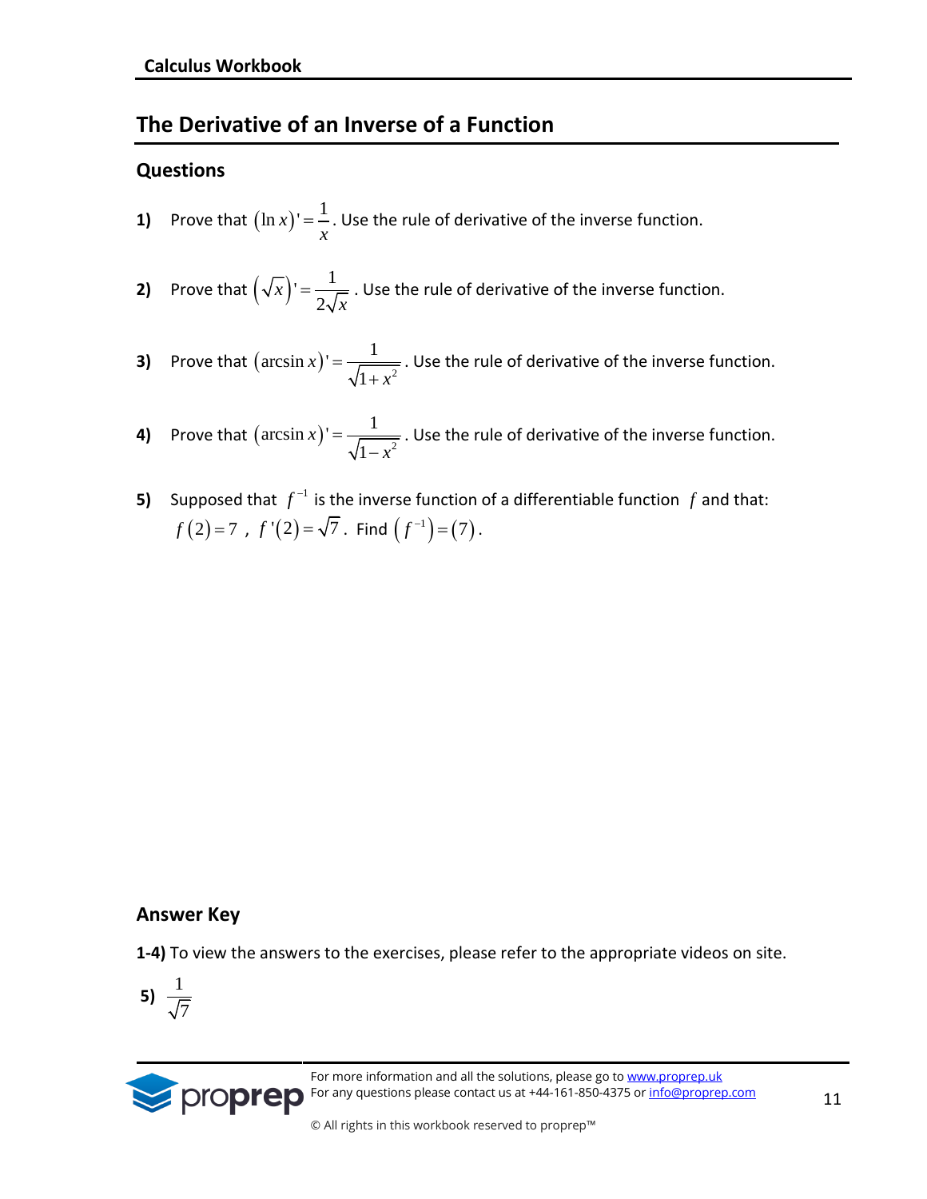## The Derivative of an Inverse of a Function

### Questions

**1)** Prove that $(\ln x)' = \frac{1}{x}$. Use the rule of derivative of the inverse function.

**2)** Prove that $\left(\sqrt{x}\right)' = \frac{1}{2\sqrt{x}}$ . Use the rule of derivative of the inverse function.

**3)** Prove that $(\arcsin x)' = \frac{1}{\sqrt{1+x^2}}$. Use the rule of derivative of the inverse function.

**4)** Prove that $(\arcsin x)' = \frac{1}{\sqrt{1-x^2}}$. Use the rule of derivative of the inverse function.

**5)** Supposed that $f^{-1}$ is the inverse function of a differentiable function $f$ and that: $f(2) = 7$ , $f'(2) = \sqrt{7}$. Find $\left(f^{-1}\right) = (7)$.

### Answer Key

**1-4)** To view the answers to the exercises, please refer to the appropriate videos on site.

**5)** $\frac{1}{\sqrt{7}}$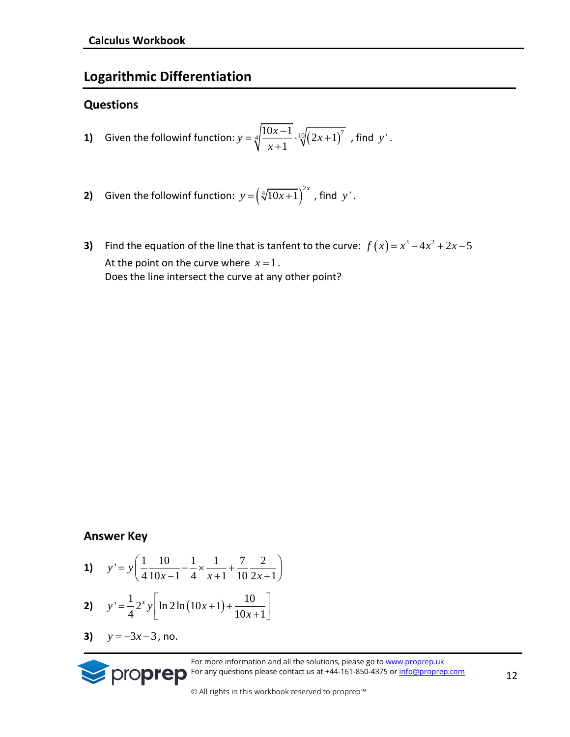## Logarithmic Differentiation

### Questions

**1)** Given the followinf function: $y = \sqrt[4]{\dfrac{10x-1}{x+1}} \cdot \sqrt[10]{(2x+1)^7}$ , find $y'$.

**2)** Given the followinf function: $y = \left(\sqrt[4]{10x+1}\right)^{2x}$ , find $y'$.

**3)** Find the equation of the line that is tanfent to the curve: $f(x) = x^3 - 4x^2 + 2x - 5$
At the point on the curve where $x = 1$.
Does the line intersect the curve at any other point?

### Answer Key

**1)** $y' = y\left(\dfrac{1}{4}\dfrac{10}{10x-1} - \dfrac{1}{4} \times \dfrac{1}{x+1} + \dfrac{7}{10}\dfrac{2}{2x+1}\right)$

**2)** $y' = \dfrac{1}{4}2^x y\left[\ln 2 \ln(10x+1) + \dfrac{10}{10x+1}\right]$

**3)** $y = -3x - 3$, no.

For more information and all the solutions, please go to www.proprep.uk
For any questions please contact us at +44-161-850-4375 or info@proprep.com

© All rights in this workbook reserved to proprep™